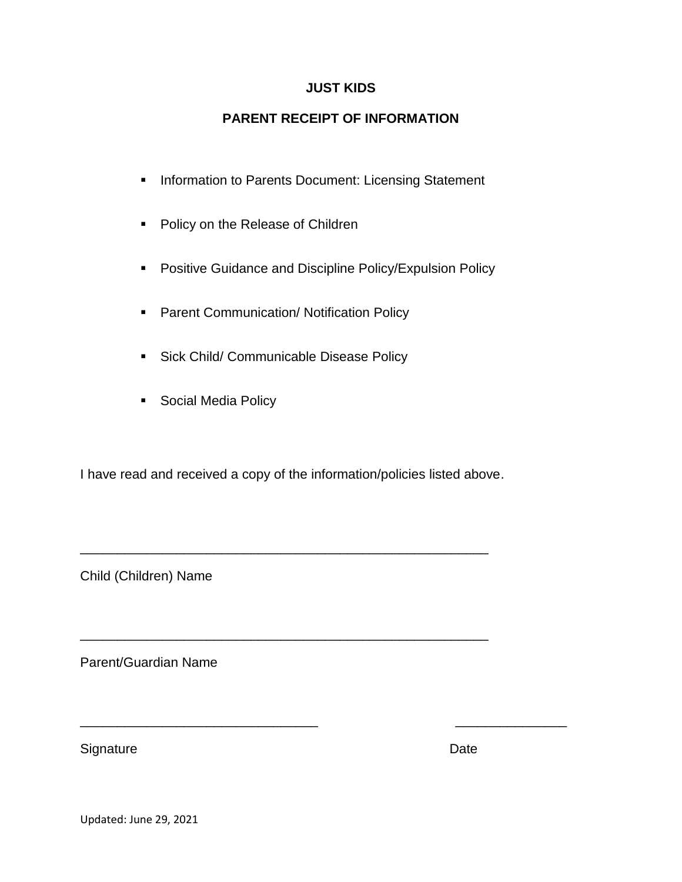# JUST KIDS

## PARENT RECEIPT OF INFORMATION

- Information to Parents Document: Licensing Statement
- Policy on the Release of Children
- Positive Guidance and Discipline Policy/Expulsion Policy
- Parent Communication/ Notification Policy
- Sick Child/ Communicable Disease Policy
- Social Media Policy

I have read and received a copy of the information/policies listed above.

_______________________________________________________

Child (Children) Name

_______________________________________________________

Parent/Guardian Name

________________________________                    _______________

Signature                                                                  Date

Updated: June 29, 2021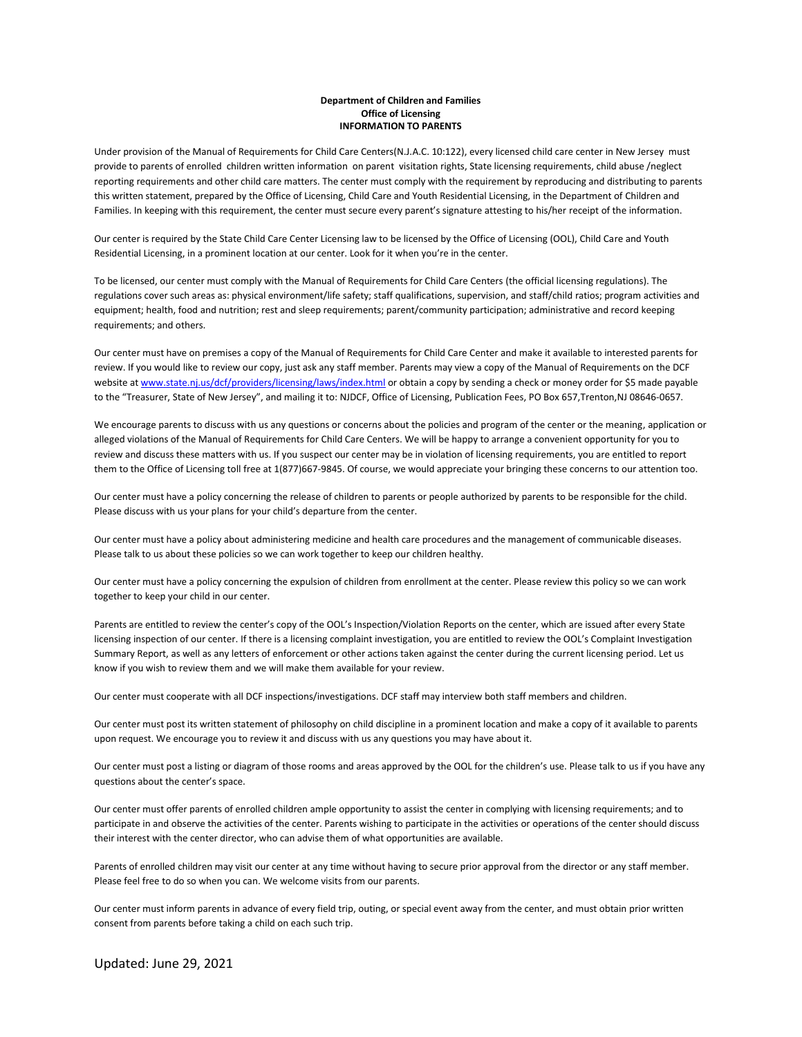**Department of Children and Families**
**Office of Licensing**
**INFORMATION TO PARENTS**

Under provision of the Manual of Requirements for Child Care Centers(N.J.A.C. 10:122), every licensed child care center in New Jersey must provide to parents of enrolled children written information on parent visitation rights, State licensing requirements, child abuse /neglect reporting requirements and other child care matters. The center must comply with the requirement by reproducing and distributing to parents this written statement, prepared by the Office of Licensing, Child Care and Youth Residential Licensing, in the Department of Children and Families. In keeping with this requirement, the center must secure every parent's signature attesting to his/her receipt of the information.

Our center is required by the State Child Care Center Licensing law to be licensed by the Office of Licensing (OOL), Child Care and Youth Residential Licensing, in a prominent location at our center. Look for it when you're in the center.

To be licensed, our center must comply with the Manual of Requirements for Child Care Centers (the official licensing regulations). The regulations cover such areas as: physical environment/life safety; staff qualifications, supervision, and staff/child ratios; program activities and equipment; health, food and nutrition; rest and sleep requirements; parent/community participation; administrative and record keeping requirements; and others.

Our center must have on premises a copy of the Manual of Requirements for Child Care Center and make it available to interested parents for review. If you would like to review our copy, just ask any staff member. Parents may view a copy of the Manual of Requirements on the DCF website at [www.state.nj.us/dcf/providers/licensing/laws/index.html](www.state.nj.us/dcf/providers/licensing/laws/index.html) or obtain a copy by sending a check or money order for $5 made payable to the "Treasurer, State of New Jersey", and mailing it to: NJDCF, Office of Licensing, Publication Fees, PO Box 657,Trenton,NJ 08646-0657.

We encourage parents to discuss with us any questions or concerns about the policies and program of the center or the meaning, application or alleged violations of the Manual of Requirements for Child Care Centers. We will be happy to arrange a convenient opportunity for you to review and discuss these matters with us. If you suspect our center may be in violation of licensing requirements, you are entitled to report them to the Office of Licensing toll free at 1(877)667-9845. Of course, we would appreciate your bringing these concerns to our attention too.

Our center must have a policy concerning the release of children to parents or people authorized by parents to be responsible for the child. Please discuss with us your plans for your child's departure from the center.

Our center must have a policy about administering medicine and health care procedures and the management of communicable diseases. Please talk to us about these policies so we can work together to keep our children healthy.

Our center must have a policy concerning the expulsion of children from enrollment at the center. Please review this policy so we can work together to keep your child in our center.

Parents are entitled to review the center's copy of the OOL's Inspection/Violation Reports on the center, which are issued after every State licensing inspection of our center. If there is a licensing complaint investigation, you are entitled to review the OOL's Complaint Investigation Summary Report, as well as any letters of enforcement or other actions taken against the center during the current licensing period. Let us know if you wish to review them and we will make them available for your review.

Our center must cooperate with all DCF inspections/investigations. DCF staff may interview both staff members and children.

Our center must post its written statement of philosophy on child discipline in a prominent location and make a copy of it available to parents upon request. We encourage you to review it and discuss with us any questions you may have about it.

Our center must post a listing or diagram of those rooms and areas approved by the OOL for the children's use. Please talk to us if you have any questions about the center's space.

Our center must offer parents of enrolled children ample opportunity to assist the center in complying with licensing requirements; and to participate in and observe the activities of the center. Parents wishing to participate in the activities or operations of the center should discuss their interest with the center director, who can advise them of what opportunities are available.

Parents of enrolled children may visit our center at any time without having to secure prior approval from the director or any staff member. Please feel free to do so when you can. We welcome visits from our parents.

Our center must inform parents in advance of every field trip, outing, or special event away from the center, and must obtain prior written consent from parents before taking a child on each such trip.

Updated: June 29, 2021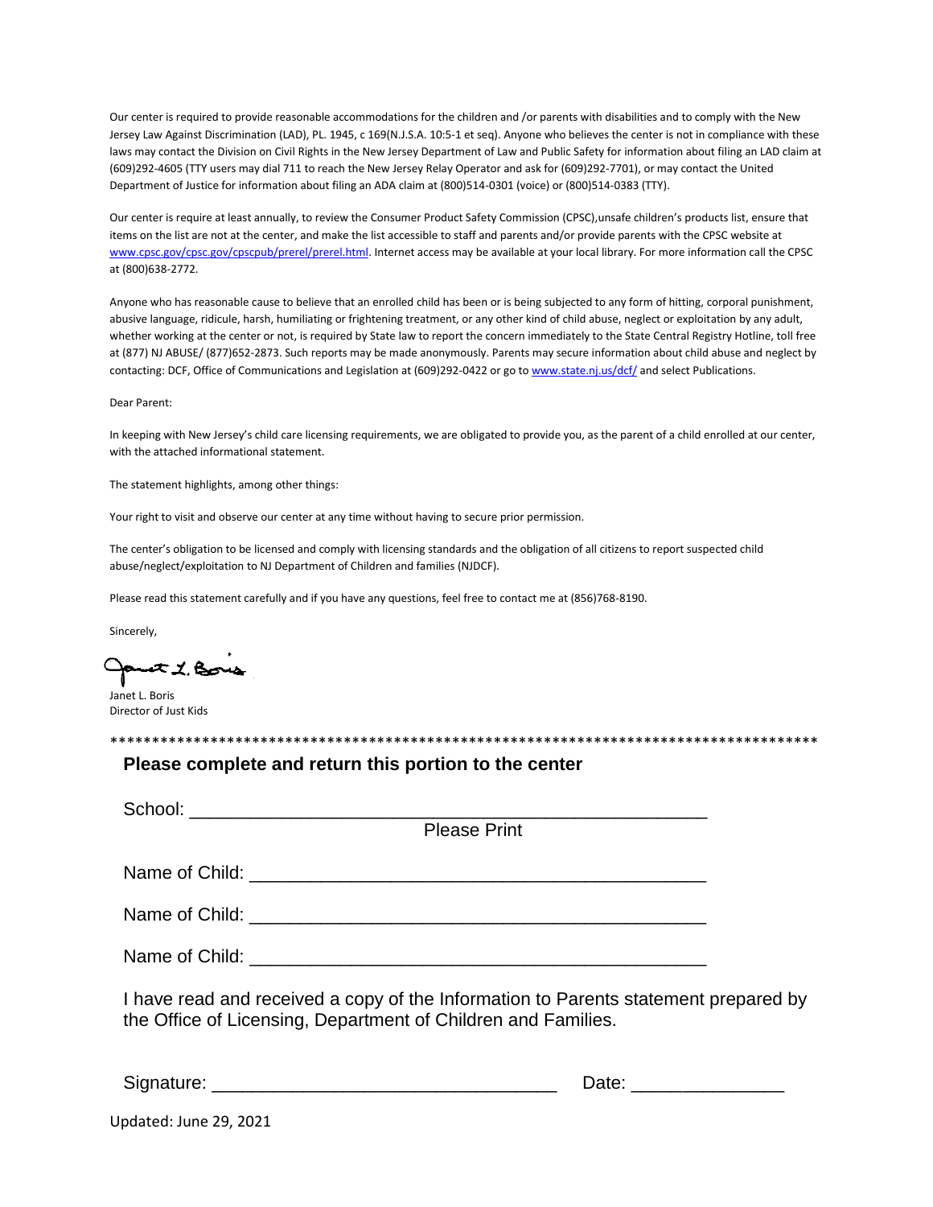Our center is required to provide reasonable accommodations for the children and /or parents with disabilities and to comply with the New Jersey Law Against Discrimination (LAD), PL. 1945, c 169(N.J.S.A. 10:5-1 et seq). Anyone who believes the center is not in compliance with these laws may contact the Division on Civil Rights in the New Jersey Department of Law and Public Safety for information about filing an LAD claim at (609)292-4605 (TTY users may dial 711 to reach the New Jersey Relay Operator and ask for (609)292-7701), or may contact the United Department of Justice for information about filing an ADA claim at (800)514-0301 (voice) or (800)514-0383 (TTY).

Our center is require at least annually, to review the Consumer Product Safety Commission (CPSC),unsafe children's products list, ensure that items on the list are not at the center, and make the list accessible to staff and parents and/or provide parents with the CPSC website at [www.cpsc.gov/cpsc.gov/cpscpub/prerel/prerel.html](www.cpsc.gov/cpsc.gov/cpscpub/prerel/prerel.html). Internet access may be available at your local library. For more information call the CPSC at (800)638-2772.

Anyone who has reasonable cause to believe that an enrolled child has been or is being subjected to any form of hitting, corporal punishment, abusive language, ridicule, harsh, humiliating or frightening treatment, or any other kind of child abuse, neglect or exploitation by any adult, whether working at the center or not, is required by State law to report the concern immediately to the State Central Registry Hotline, toll free at (877) NJ ABUSE/ (877)652-2873. Such reports may be made anonymously. Parents may secure information about child abuse and neglect by contacting: DCF, Office of Communications and Legislation at (609)292-0422 or go to [www.state.nj.us/dcf/](www.state.nj.us/dcf/) and select Publications.

Dear Parent:

In keeping with New Jersey's child care licensing requirements, we are obligated to provide you, as the parent of a child enrolled at our center, with the attached informational statement.

The statement highlights, among other things:

Your right to visit and observe our center at any time without having to secure prior permission.

The center's obligation to be licensed and comply with licensing standards and the obligation of all citizens to report suspected child abuse/neglect/exploitation to NJ Department of Children and families (NJDCF).

Please read this statement carefully and if you have any questions, feel free to contact me at (856)768-8190.

Sincerely,

Janet L. Boris

Janet L. Boris
Director of Just Kids

*****************************************************************************************

**Please complete and return this portion to the center**

School: ______________________________________________________
Please Print

Name of Child: ______________________________________________

Name of Child: ______________________________________________

Name of Child: ______________________________________________

I have read and received a copy of the Information to Parents statement prepared by the Office of Licensing, Department of Children and Families.

Signature: _________________________________ Date: _______________

Updated: June 29, 2021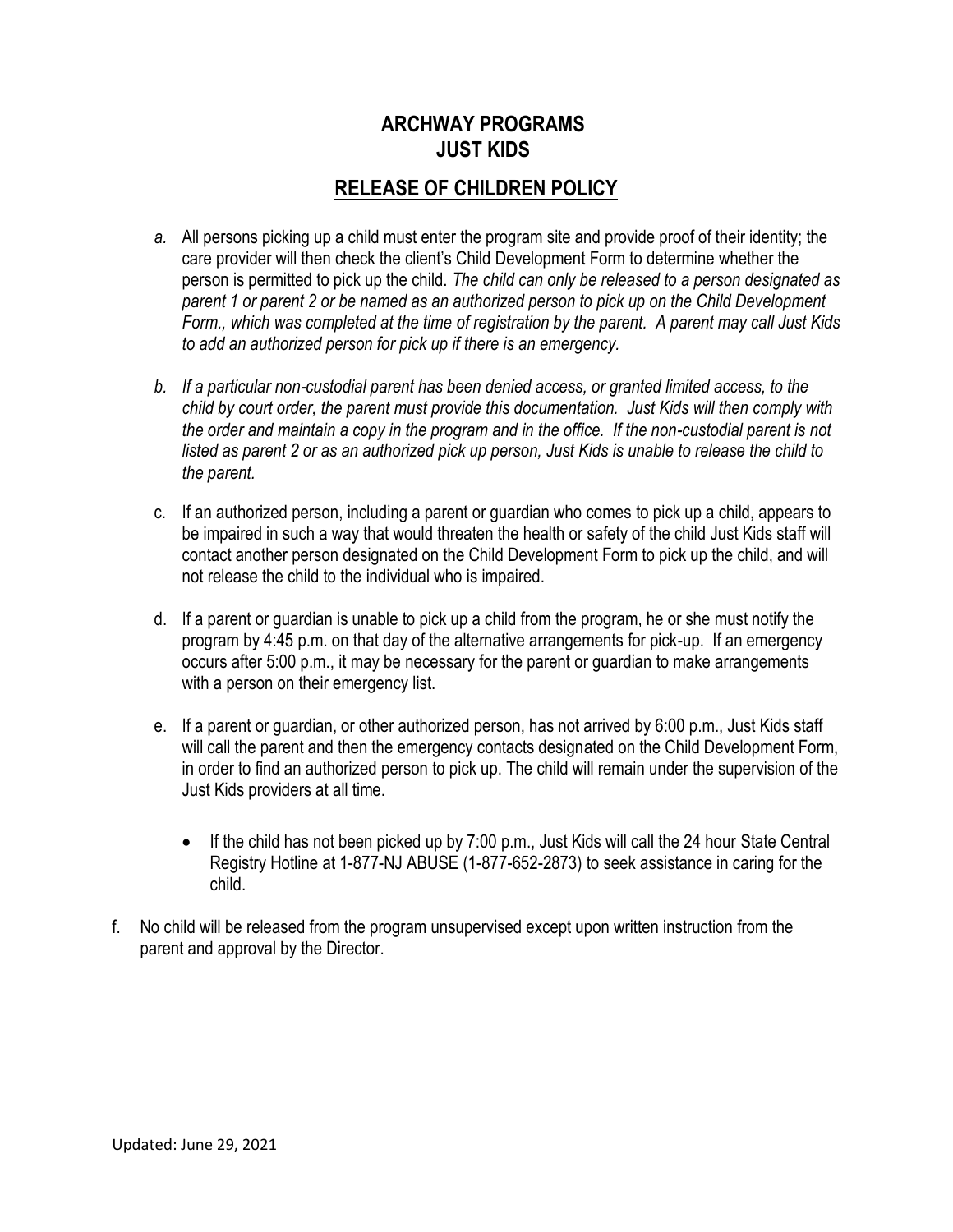# ARCHWAY PROGRAMS
# JUST KIDS

## RELEASE OF CHILDREN POLICY

*a.* All persons picking up a child must enter the program site and provide proof of their identity; the care provider will then check the client's Child Development Form to determine whether the person is permitted to pick up the child. *The child can only be released to a person designated as parent 1 or parent 2 or be named as an authorized person to pick up on the Child Development Form., which was completed at the time of registration by the parent. A parent may call Just Kids to add an authorized person for pick up if there is an emergency.*

*b. If a particular non-custodial parent has been denied access, or granted limited access, to the child by court order, the parent must provide this documentation. Just Kids will then comply with the order and maintain a copy in the program and in the office. If the non-custodial parent is* ***not*** *listed as parent 2 or as an authorized pick up person, Just Kids is unable to release the child to the parent.*

c. If an authorized person, including a parent or guardian who comes to pick up a child, appears to be impaired in such a way that would threaten the health or safety of the child Just Kids staff will contact another person designated on the Child Development Form to pick up the child, and will not release the child to the individual who is impaired.

d. If a parent or guardian is unable to pick up a child from the program, he or she must notify the program by 4:45 p.m. on that day of the alternative arrangements for pick-up. If an emergency occurs after 5:00 p.m., it may be necessary for the parent or guardian to make arrangements with a person on their emergency list.

e. If a parent or guardian, or other authorized person, has not arrived by 6:00 p.m., Just Kids staff will call the parent and then the emergency contacts designated on the Child Development Form, in order to find an authorized person to pick up. The child will remain under the supervision of the Just Kids providers at all time.

- If the child has not been picked up by 7:00 p.m., Just Kids will call the 24 hour State Central Registry Hotline at 1-877-NJ ABUSE (1-877-652-2873) to seek assistance in caring for the child.

f. No child will be released from the program unsupervised except upon written instruction from the parent and approval by the Director.

Updated: June 29, 2021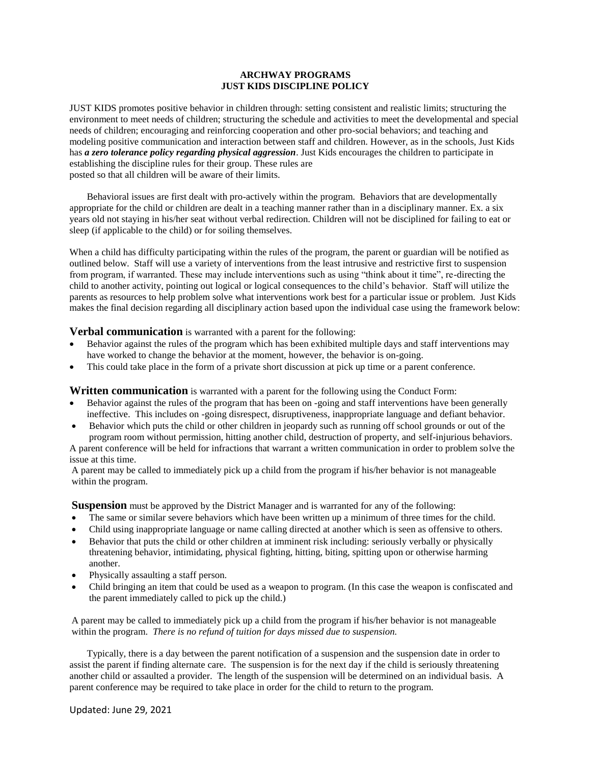# ARCHWAY PROGRAMS
## JUST KIDS DISCIPLINE POLICY

JUST KIDS promotes positive behavior in children through: setting consistent and realistic limits; structuring the environment to meet needs of children; structuring the schedule and activities to meet the developmental and special needs of children; encouraging and reinforcing cooperation and other pro-social behaviors; and teaching and modeling positive communication and interaction between staff and children. However, as in the schools, Just Kids has ***a zero tolerance policy regarding physical aggression***. Just Kids encourages the children to participate in establishing the discipline rules for their group. These rules are posted so that all children will be aware of their limits.

Behavioral issues are first dealt with pro-actively within the program. Behaviors that are developmentally appropriate for the child or children are dealt in a teaching manner rather than in a disciplinary manner. Ex. a six years old not staying in his/her seat without verbal redirection. Children will not be disciplined for failing to eat or sleep (if applicable to the child) or for soiling themselves.

When a child has difficulty participating within the rules of the program, the parent or guardian will be notified as outlined below. Staff will use a variety of interventions from the least intrusive and restrictive first to suspension from program, if warranted. These may include interventions such as using "think about it time", re-directing the child to another activity, pointing out logical or logical consequences to the child's behavior. Staff will utilize the parents as resources to help problem solve what interventions work best for a particular issue or problem. Just Kids makes the final decision regarding all disciplinary action based upon the individual case using the framework below:

**Verbal communication** is warranted with a parent for the following:

- Behavior against the rules of the program which has been exhibited multiple days and staff interventions may have worked to change the behavior at the moment, however, the behavior is on-going.
- This could take place in the form of a private short discussion at pick up time or a parent conference.

**Written communication** is warranted with a parent for the following using the Conduct Form:

- Behavior against the rules of the program that has been on -going and staff interventions have been generally ineffective. This includes on -going disrespect, disruptiveness, inappropriate language and defiant behavior.
- Behavior which puts the child or other children in jeopardy such as running off school grounds or out of the program room without permission, hitting another child, destruction of property, and self-injurious behaviors.

A parent conference will be held for infractions that warrant a written communication in order to problem solve the issue at this time.

A parent may be called to immediately pick up a child from the program if his/her behavior is not manageable within the program.

**Suspension** must be approved by the District Manager and is warranted for any of the following:

- The same or similar severe behaviors which have been written up a minimum of three times for the child.
- Child using inappropriate language or name calling directed at another which is seen as offensive to others.
- Behavior that puts the child or other children at imminent risk including: seriously verbally or physically threatening behavior, intimidating, physical fighting, hitting, biting, spitting upon or otherwise harming another.
- Physically assaulting a staff person.
- Child bringing an item that could be used as a weapon to program. (In this case the weapon is confiscated and the parent immediately called to pick up the child.)

A parent may be called to immediately pick up a child from the program if his/her behavior is not manageable within the program. *There is no refund of tuition for days missed due to suspension.*

Typically, there is a day between the parent notification of a suspension and the suspension date in order to assist the parent if finding alternate care. The suspension is for the next day if the child is seriously threatening another child or assaulted a provider. The length of the suspension will be determined on an individual basis. A parent conference may be required to take place in order for the child to return to the program.

Updated: June 29, 2021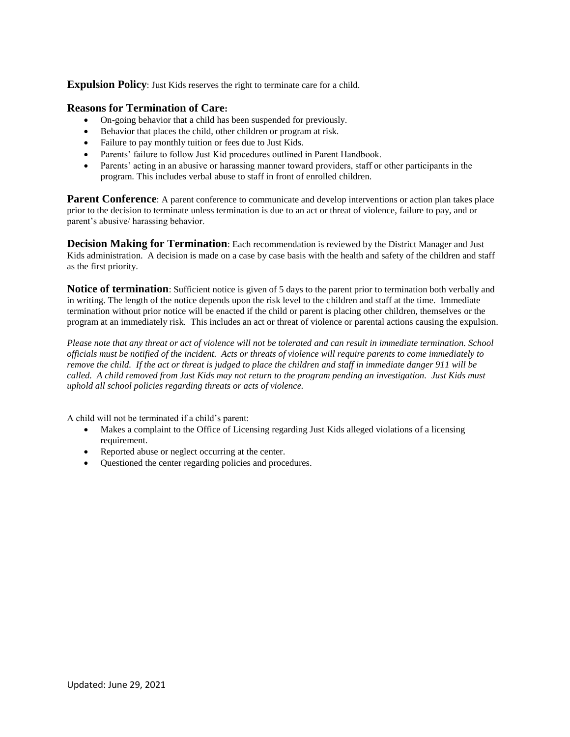**Expulsion Policy**: Just Kids reserves the right to terminate care for a child.

### Reasons for Termination of Care:

- On-going behavior that a child has been suspended for previously.
- Behavior that places the child, other children or program at risk.
- Failure to pay monthly tuition or fees due to Just Kids.
- Parents' failure to follow Just Kid procedures outlined in Parent Handbook.
- Parents' acting in an abusive or harassing manner toward providers, staff or other participants in the program. This includes verbal abuse to staff in front of enrolled children.

**Parent Conference**: A parent conference to communicate and develop interventions or action plan takes place prior to the decision to terminate unless termination is due to an act or threat of violence, failure to pay, and or parent's abusive/ harassing behavior.

**Decision Making for Termination**: Each recommendation is reviewed by the District Manager and Just Kids administration. A decision is made on a case by case basis with the health and safety of the children and staff as the first priority.

**Notice of termination**: Sufficient notice is given of 5 days to the parent prior to termination both verbally and in writing. The length of the notice depends upon the risk level to the children and staff at the time. Immediate termination without prior notice will be enacted if the child or parent is placing other children, themselves or the program at an immediately risk. This includes an act or threat of violence or parental actions causing the expulsion.

*Please note that any threat or act of violence will not be tolerated and can result in immediate termination. School officials must be notified of the incident. Acts or threats of violence will require parents to come immediately to remove the child. If the act or threat is judged to place the children and staff in immediate danger 911 will be called. A child removed from Just Kids may not return to the program pending an investigation. Just Kids must uphold all school policies regarding threats or acts of violence.*

A child will not be terminated if a child's parent:

- Makes a complaint to the Office of Licensing regarding Just Kids alleged violations of a licensing requirement.
- Reported abuse or neglect occurring at the center.
- Questioned the center regarding policies and procedures.

Updated: June 29, 2021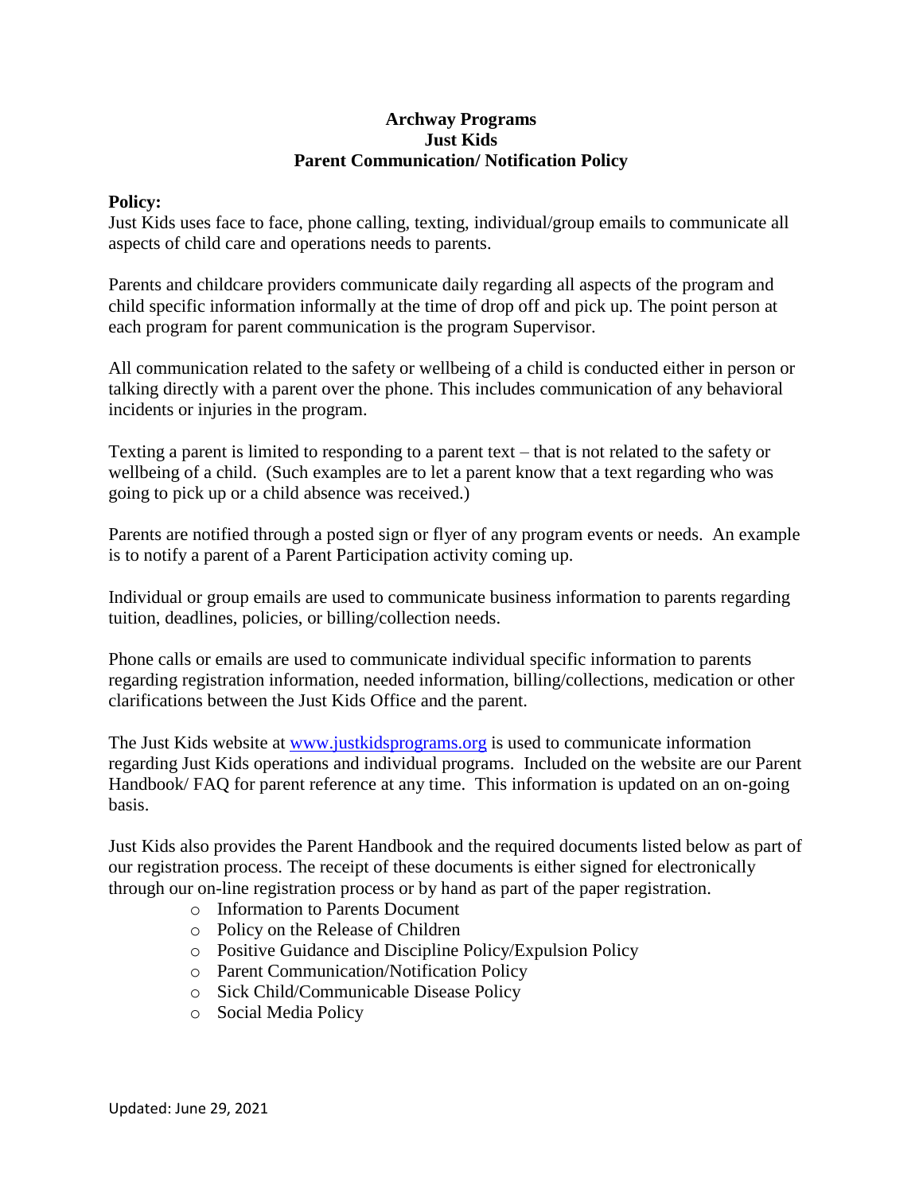**Archway Programs**
**Just Kids**
**Parent Communication/ Notification Policy**

**Policy:**
Just Kids uses face to face, phone calling, texting, individual/group emails to communicate all aspects of child care and operations needs to parents.

Parents and childcare providers communicate daily regarding all aspects of the program and child specific information informally at the time of drop off and pick up. The point person at each program for parent communication is the program Supervisor.

All communication related to the safety or wellbeing of a child is conducted either in person or talking directly with a parent over the phone. This includes communication of any behavioral incidents or injuries in the program.

Texting a parent is limited to responding to a parent text – that is not related to the safety or wellbeing of a child. (Such examples are to let a parent know that a text regarding who was going to pick up or a child absence was received.)

Parents are notified through a posted sign or flyer of any program events or needs. An example is to notify a parent of a Parent Participation activity coming up.

Individual or group emails are used to communicate business information to parents regarding tuition, deadlines, policies, or billing/collection needs.

Phone calls or emails are used to communicate individual specific information to parents regarding registration information, needed information, billing/collections, medication or other clarifications between the Just Kids Office and the parent.

The Just Kids website at [www.justkidsprograms.org](http://www.justkidsprograms.org) is used to communicate information regarding Just Kids operations and individual programs. Included on the website are our Parent Handbook/ FAQ for parent reference at any time. This information is updated on an on-going basis.

Just Kids also provides the Parent Handbook and the required documents listed below as part of our registration process. The receipt of these documents is either signed for electronically through our on-line registration process or by hand as part of the paper registration.

- Information to Parents Document
- Policy on the Release of Children
- Positive Guidance and Discipline Policy/Expulsion Policy
- Parent Communication/Notification Policy
- Sick Child/Communicable Disease Policy
- Social Media Policy

Updated: June 29, 2021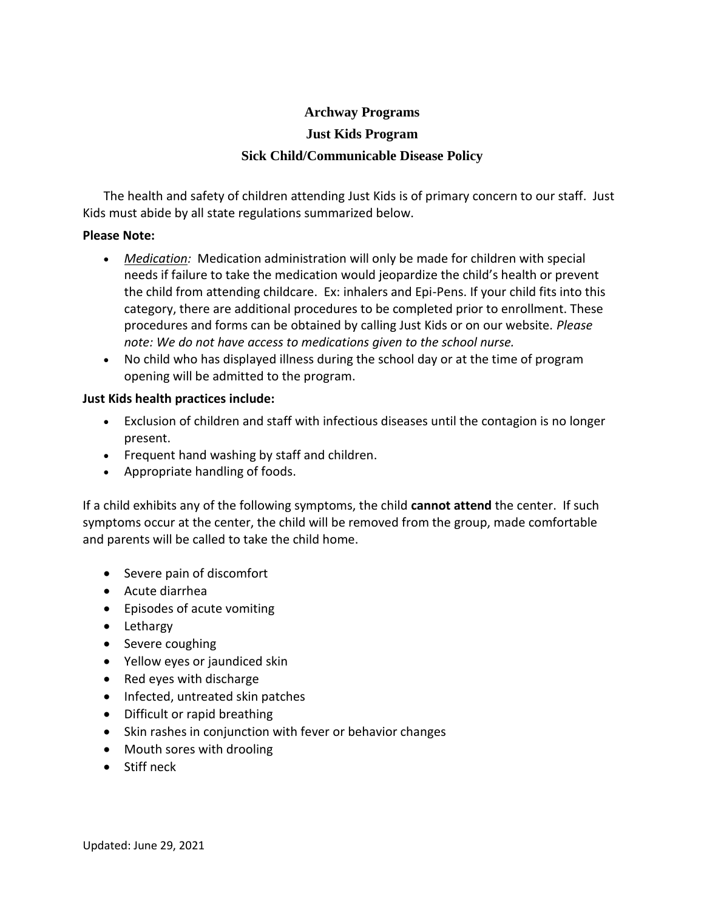# Archway Programs

## Just Kids Program

## Sick Child/Communicable Disease Policy

The health and safety of children attending Just Kids is of primary concern to our staff. Just Kids must abide by all state regulations summarized below.

**Please Note:**

- *Medication:* Medication administration will only be made for children with special needs if failure to take the medication would jeopardize the child's health or prevent the child from attending childcare. Ex: inhalers and Epi-Pens. If your child fits into this category, there are additional procedures to be completed prior to enrollment. These procedures and forms can be obtained by calling Just Kids or on our website. *Please note: We do not have access to medications given to the school nurse.*
- No child who has displayed illness during the school day or at the time of program opening will be admitted to the program.

**Just Kids health practices include:**

- Exclusion of children and staff with infectious diseases until the contagion is no longer present.
- Frequent hand washing by staff and children.
- Appropriate handling of foods.

If a child exhibits any of the following symptoms, the child **cannot attend** the center. If such symptoms occur at the center, the child will be removed from the group, made comfortable and parents will be called to take the child home.

- Severe pain of discomfort
- Acute diarrhea
- Episodes of acute vomiting
- Lethargy
- Severe coughing
- Yellow eyes or jaundiced skin
- Red eyes with discharge
- Infected, untreated skin patches
- Difficult or rapid breathing
- Skin rashes in conjunction with fever or behavior changes
- Mouth sores with drooling
- Stiff neck

Updated: June 29, 2021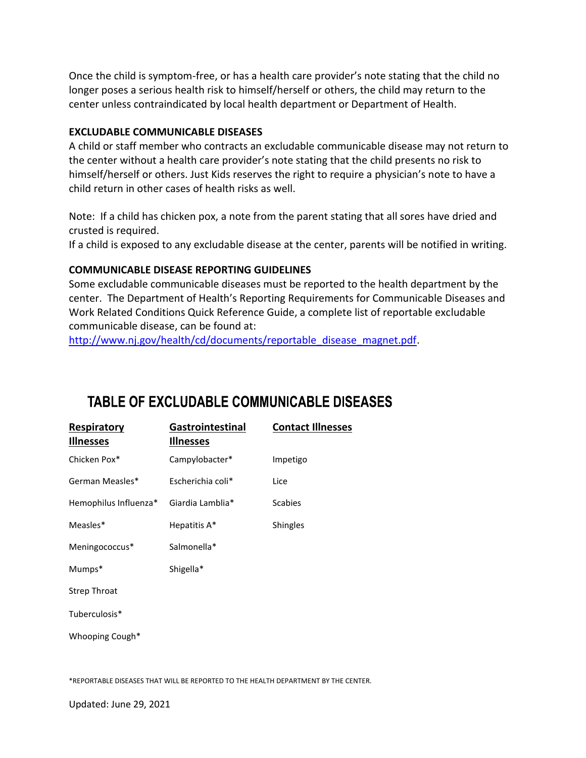Once the child is symptom-free, or has a health care provider's note stating that the child no longer poses a serious health risk to himself/herself or others, the child may return to the center unless contraindicated by local health department or Department of Health.

**EXCLUDABLE COMMUNICABLE DISEASES**

A child or staff member who contracts an excludable communicable disease may not return to the center without a health care provider's note stating that the child presents no risk to himself/herself or others. Just Kids reserves the right to require a physician's note to have a child return in other cases of health risks as well.

Note: If a child has chicken pox, a note from the parent stating that all sores have dried and crusted is required.
If a child is exposed to any excludable disease at the center, parents will be notified in writing.

**COMMUNICABLE DISEASE REPORTING GUIDELINES**

Some excludable communicable diseases must be reported to the health department by the center. The Department of Health's Reporting Requirements for Communicable Diseases and Work Related Conditions Quick Reference Guide, a complete list of reportable excludable communicable disease, can be found at:
http://www.nj.gov/health/cd/documents/reportable_disease_magnet.pdf.

## TABLE OF EXCLUDABLE COMMUNICABLE DISEASES

| Respiratory Illnesses | Gastrointestinal Illnesses | Contact Illnesses |
| --- | --- | --- |
| Chicken Pox* | Campylobacter* | Impetigo |
| German Measles* | Escherichia coli* | Lice |
| Hemophilus Influenza* | Giardia Lamblia* | Scabies |
| Measles* | Hepatitis A* | Shingles |
| Meningococcus* | Salmonella* | |
| Mumps* | Shigella* | |
| Strep Throat | | |
| Tuberculosis* | | |
| Whooping Cough* | | |

*REPORTABLE DISEASES THAT WILL BE REPORTED TO THE HEALTH DEPARTMENT BY THE CENTER.

Updated: June 29, 2021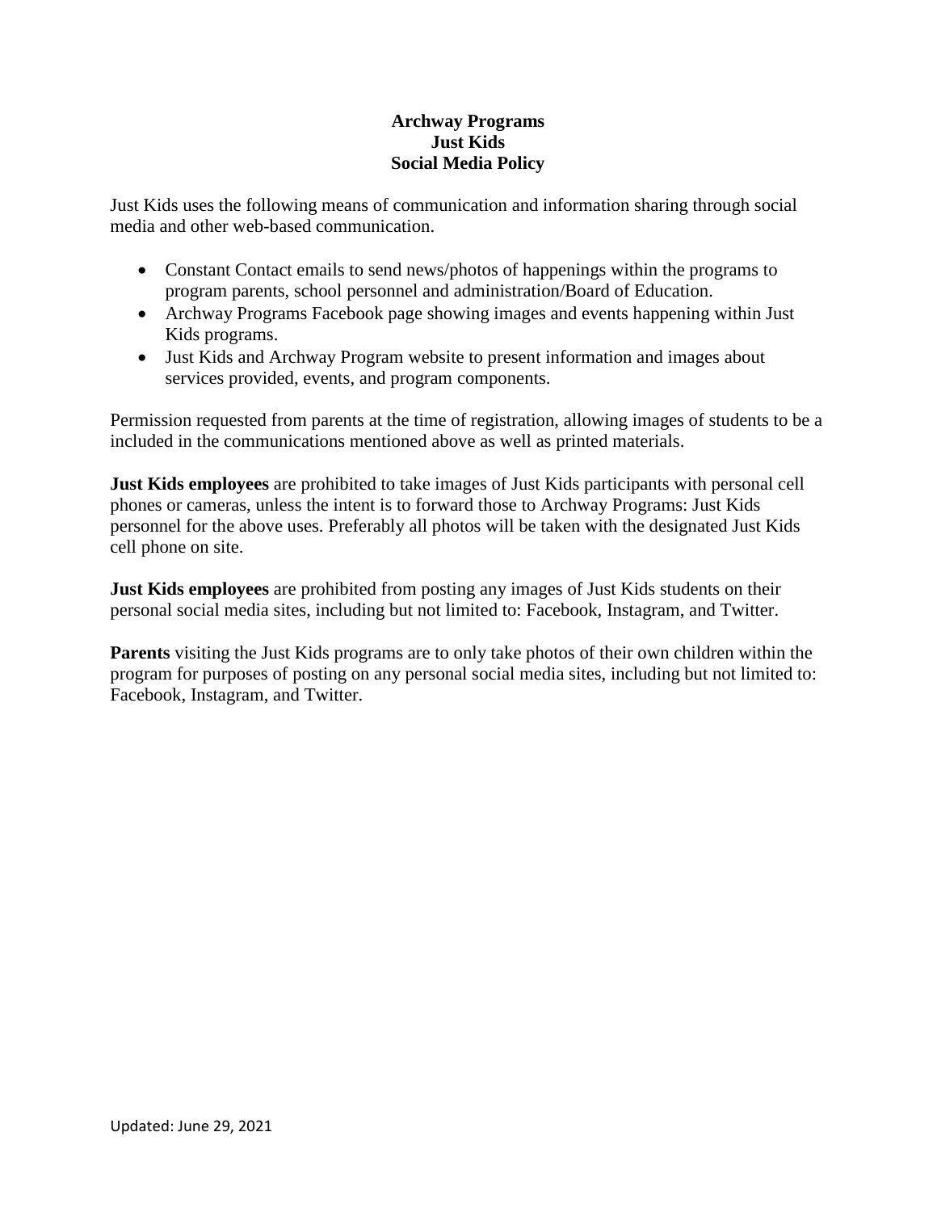**Archway Programs**
**Just Kids**
**Social Media Policy**

Just Kids uses the following means of communication and information sharing through social media and other web-based communication.

- Constant Contact emails to send news/photos of happenings within the programs to program parents, school personnel and administration/Board of Education.
- Archway Programs Facebook page showing images and events happening within Just Kids programs.
- Just Kids and Archway Program website to present information and images about services provided, events, and program components.

Permission requested from parents at the time of registration, allowing images of students to be a included in the communications mentioned above as well as printed materials.

**Just Kids employees** are prohibited to take images of Just Kids participants with personal cell phones or cameras, unless the intent is to forward those to Archway Programs: Just Kids personnel for the above uses. Preferably all photos will be taken with the designated Just Kids cell phone on site.

**Just Kids employees** are prohibited from posting any images of Just Kids students on their personal social media sites, including but not limited to: Facebook, Instagram, and Twitter.

**Parents** visiting the Just Kids programs are to only take photos of their own children within the program for purposes of posting on any personal social media sites, including but not limited to: Facebook, Instagram, and Twitter.

Updated: June 29, 2021